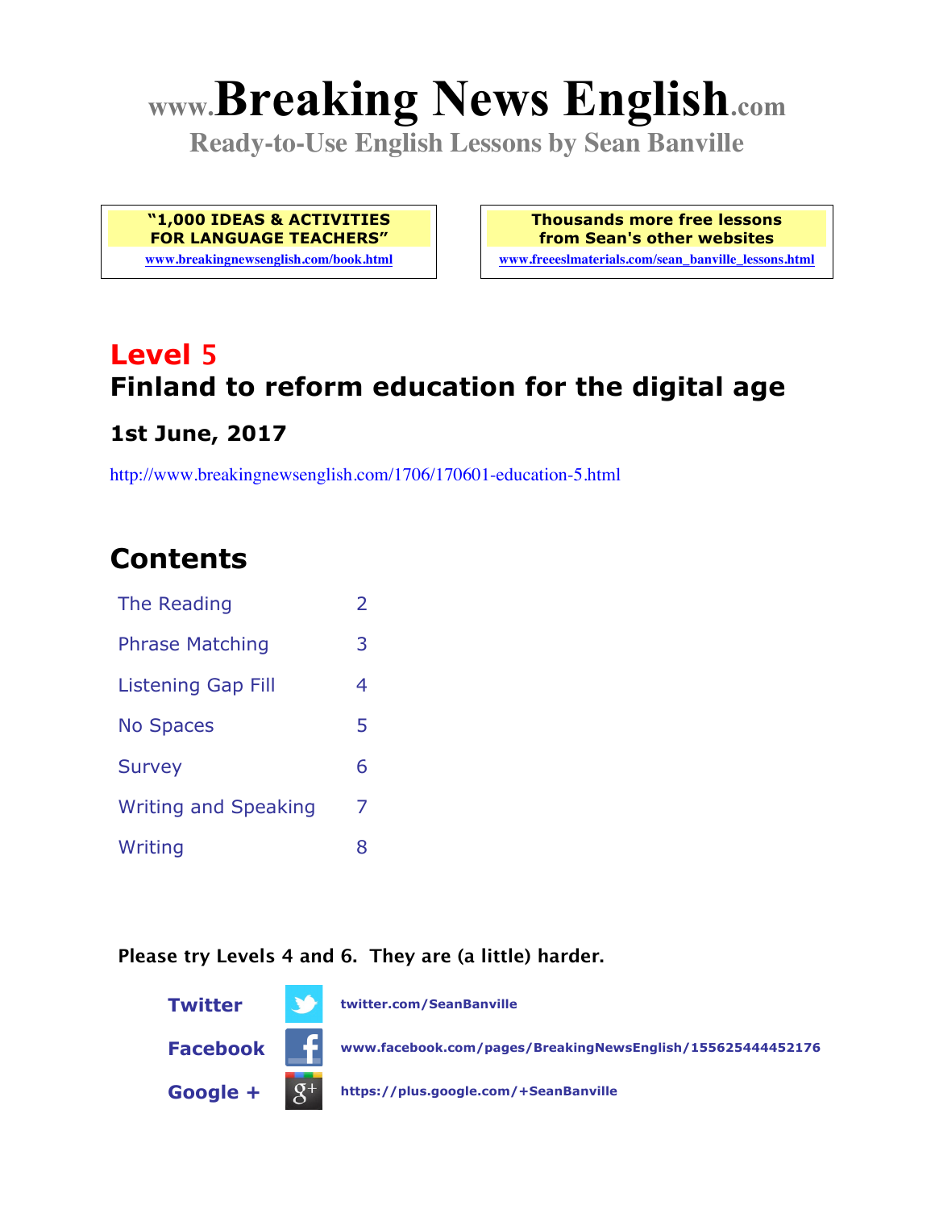# www.Breaking News English.com

**Ready-to-Use English Lessons by Sean Banville**

**"1,000 IDEAS & ACTIVITIES FOR LANGUAGE TEACHERS"**
www.breakingnewsenglish.com/book.html

**Thousands more free lessons from Sean's other websites**
www.freeeslmaterials.com/sean_banville_lessons.html

## Level 5
## Finland to reform education for the digital age

### 1st June, 2017

http://www.breakingnewsenglish.com/1706/170601-education-5.html

## Contents

| | |
|---|---|
| The Reading | 2 |
| Phrase Matching | 3 |
| Listening Gap Fill | 4 |
| No Spaces | 5 |
| Survey | 6 |
| Writing and Speaking | 7 |
| Writing | 8 |

**Please try Levels 4 and 6. They are (a little) harder.**

**Twitter** twitter.com/SeanBanville

**Facebook** www.facebook.com/pages/BreakingNewsEnglish/155625444452176

**Google +** https://plus.google.com/+SeanBanville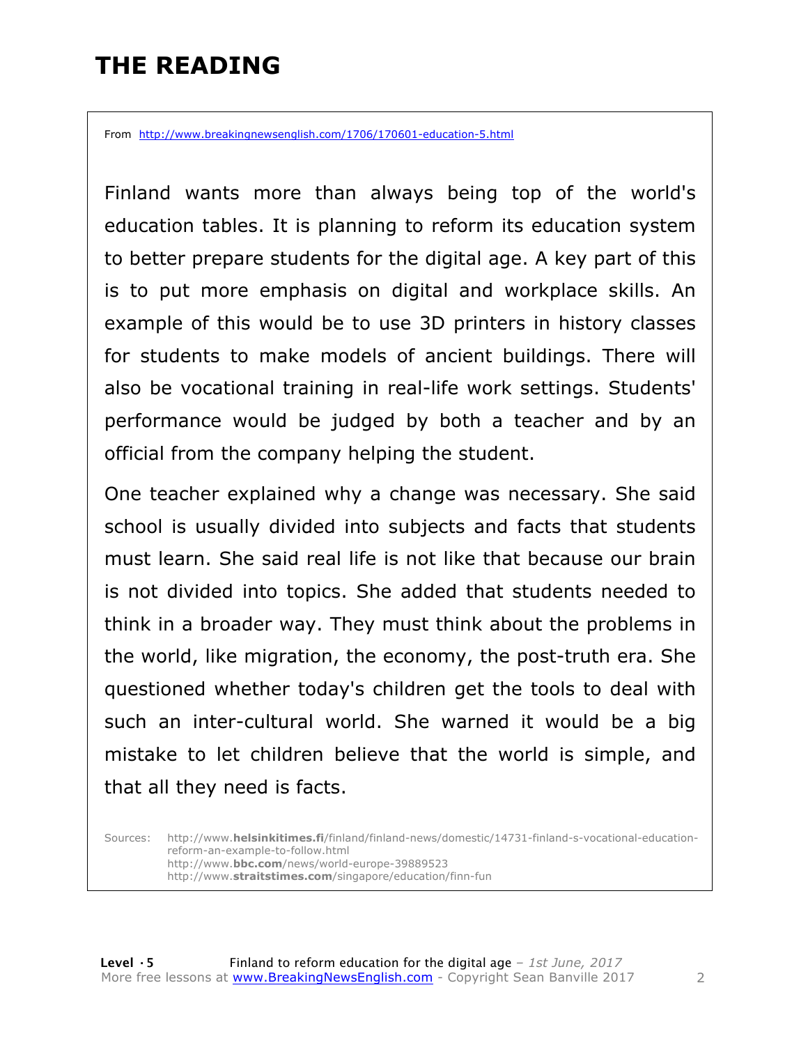# THE READING

From http://www.breakingnewsenglish.com/1706/170601-education-5.html

Finland wants more than always being top of the world's education tables. It is planning to reform its education system to better prepare students for the digital age. A key part of this is to put more emphasis on digital and workplace skills. An example of this would be to use 3D printers in history classes for students to make models of ancient buildings. There will also be vocational training in real-life work settings. Students' performance would be judged by both a teacher and by an official from the company helping the student.

One teacher explained why a change was necessary. She said school is usually divided into subjects and facts that students must learn. She said real life is not like that because our brain is not divided into topics. She added that students needed to think in a broader way. They must think about the problems in the world, like migration, the economy, the post-truth era. She questioned whether today's children get the tools to deal with such an inter-cultural world. She warned it would be a big mistake to let children believe that the world is simple, and that all they need is facts.

Sources: http://www.**helsinkitimes.fi**/finland/finland-news/domestic/14731-finland-s-vocational-education-reform-an-example-to-follow.html
http://www.**bbc.com**/news/world-europe-39889523
http://www.**straitstimes.com**/singapore/education/finn-fun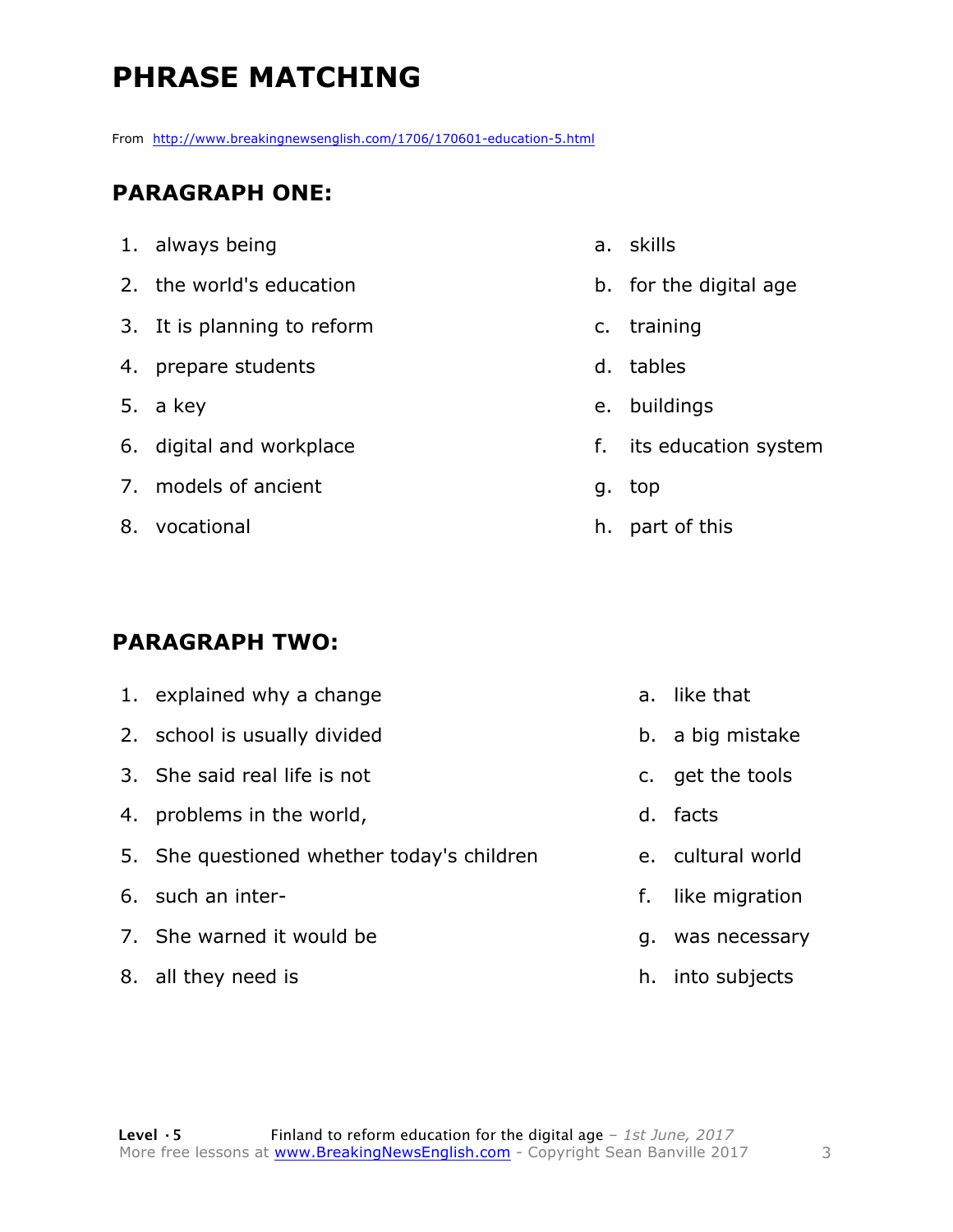# PHRASE MATCHING

From http://www.breakingnewsenglish.com/1706/170601-education-5.html

## PARAGRAPH ONE:

1. always being
2. the world's education
3. It is planning to reform
4. prepare students
5. a key
6. digital and workplace
7. models of ancient
8. vocational

a. skills
b. for the digital age
c. training
d. tables
e. buildings
f. its education system
g. top
h. part of this

## PARAGRAPH TWO:

1. explained why a change
2. school is usually divided
3. She said real life is not
4. problems in the world,
5. She questioned whether today's children
6. such an inter-
7. She warned it would be
8. all they need is

a. like that
b. a big mistake
c. get the tools
d. facts
e. cultural world
f. like migration
g. was necessary
h. into subjects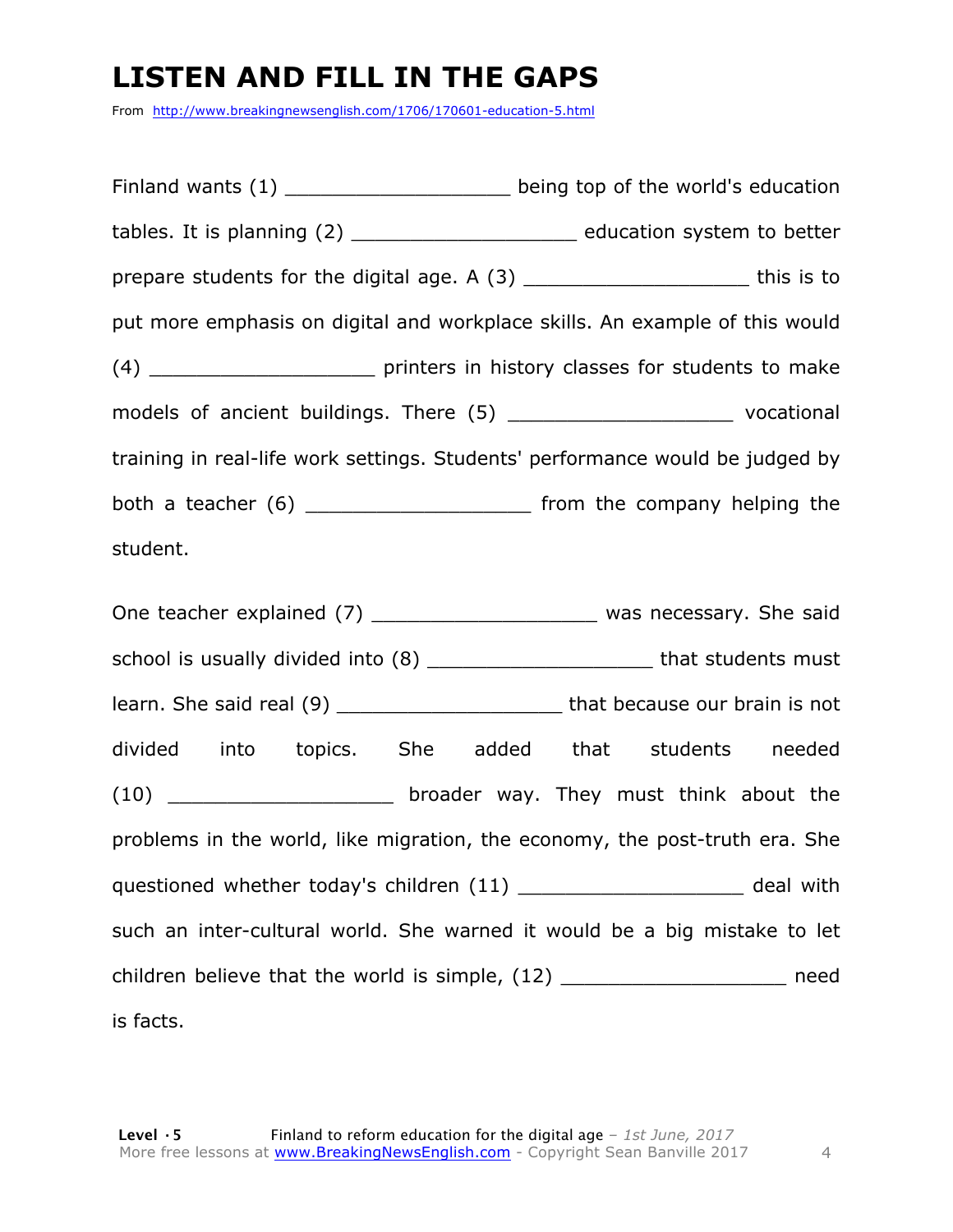# LISTEN AND FILL IN THE GAPS

From http://www.breakingnewsenglish.com/1706/170601-education-5.html

Finland wants (1) ___________________ being top of the world's education tables. It is planning (2) ___________________ education system to better prepare students for the digital age. A (3) ___________________ this is to put more emphasis on digital and workplace skills. An example of this would (4) ___________________ printers in history classes for students to make models of ancient buildings. There (5) ___________________ vocational training in real-life work settings. Students' performance would be judged by both a teacher (6) ___________________ from the company helping the student.

One teacher explained (7) ___________________ was necessary. She said school is usually divided into (8) ___________________ that students must learn. She said real (9) ___________________ that because our brain is not divided into topics. She added that students needed (10) ___________________ broader way. They must think about the problems in the world, like migration, the economy, the post-truth era. She questioned whether today's children (11) ___________________ deal with such an inter-cultural world. She warned it would be a big mistake to let children believe that the world is simple, (12) ___________________ need is facts.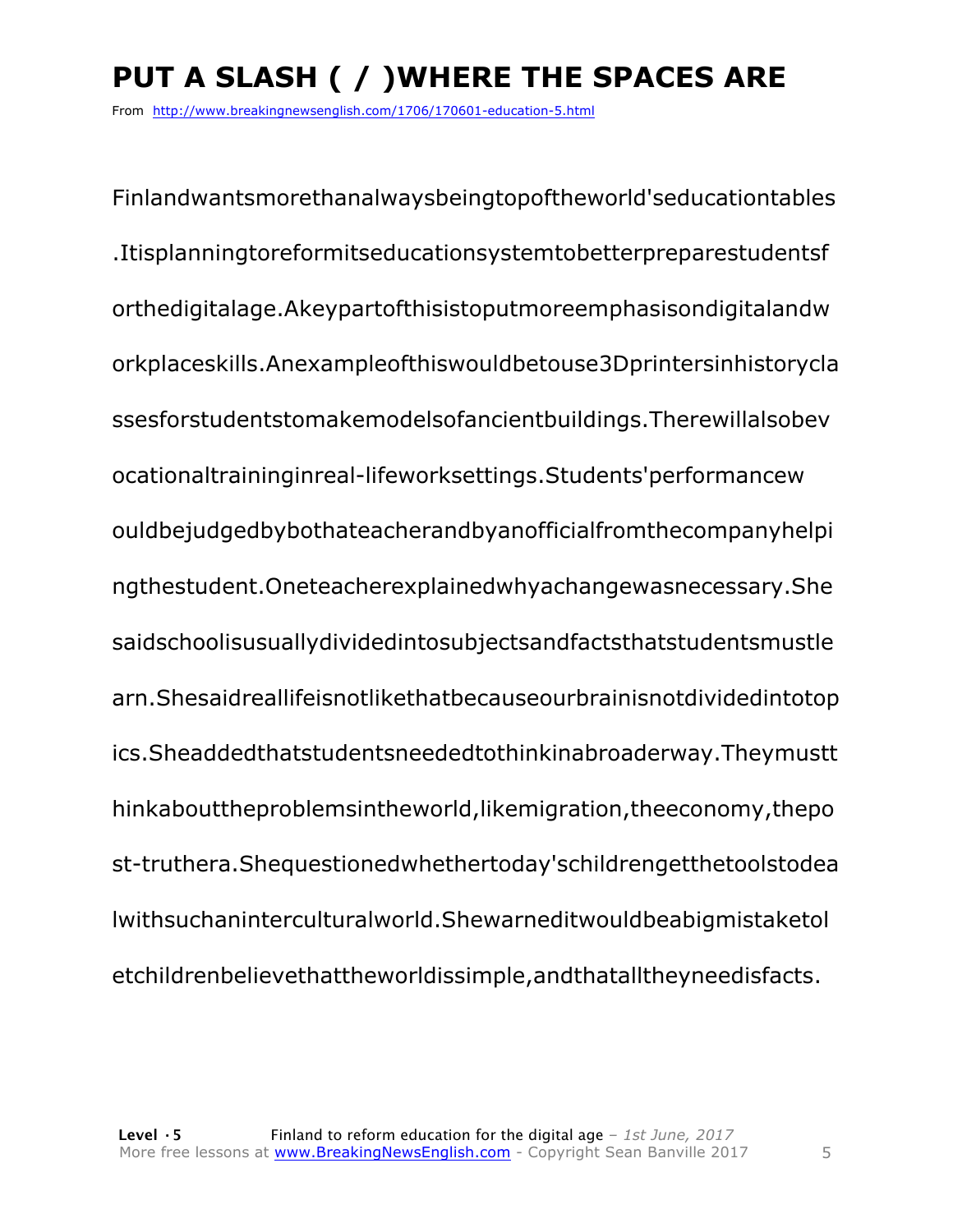# PUT A SLASH ( / )WHERE THE SPACES ARE

From http://www.breakingnewsenglish.com/1706/170601-education-5.html

Finlandwantsmorethanalwaysbeingtopoftheworld'seducationtables

.Itisplanningtoreformitseducationsystemtobetterpreparestudentsf

orthedigitalage.Akeypartofthisistoputmoreemphasisondigitalandw

orkplaceskills.Anexampleofthiswouldbetouse3Dprintersinhistorycla

ssesforstudentstomakemodelsofancientbuildings.Therewillalsobev

ocationaltraininginreal-lifeworksettings.Students'performancew

ouldbejudgedbybothateacherandbyanofficialfromthecompanyhelpi

ngthestudent.Oneteacherexplainedwhyachangewasnecessary.She

saidschoolisusuallydividedintosubjectsandfactsthatstudentsmustle

arn.Shesaidreallifeisnotlikethatbecauseourbrainisnotdividedintotop

ics.Sheaddedthatstudentsneededtothinkinabroaderway.Theymustt

hinkabouttheproblemsintheworld,likemigration,theeconomy,thepo

st-truthera.Shequestionedwhethertoday'schildrengetthetoolstodea

lwithsuchaninterculturalworld.Shewarneditwouldbeabigmistaketol

etchildrenbelievethattheworldissimple,andthatalltheyneedisfacts.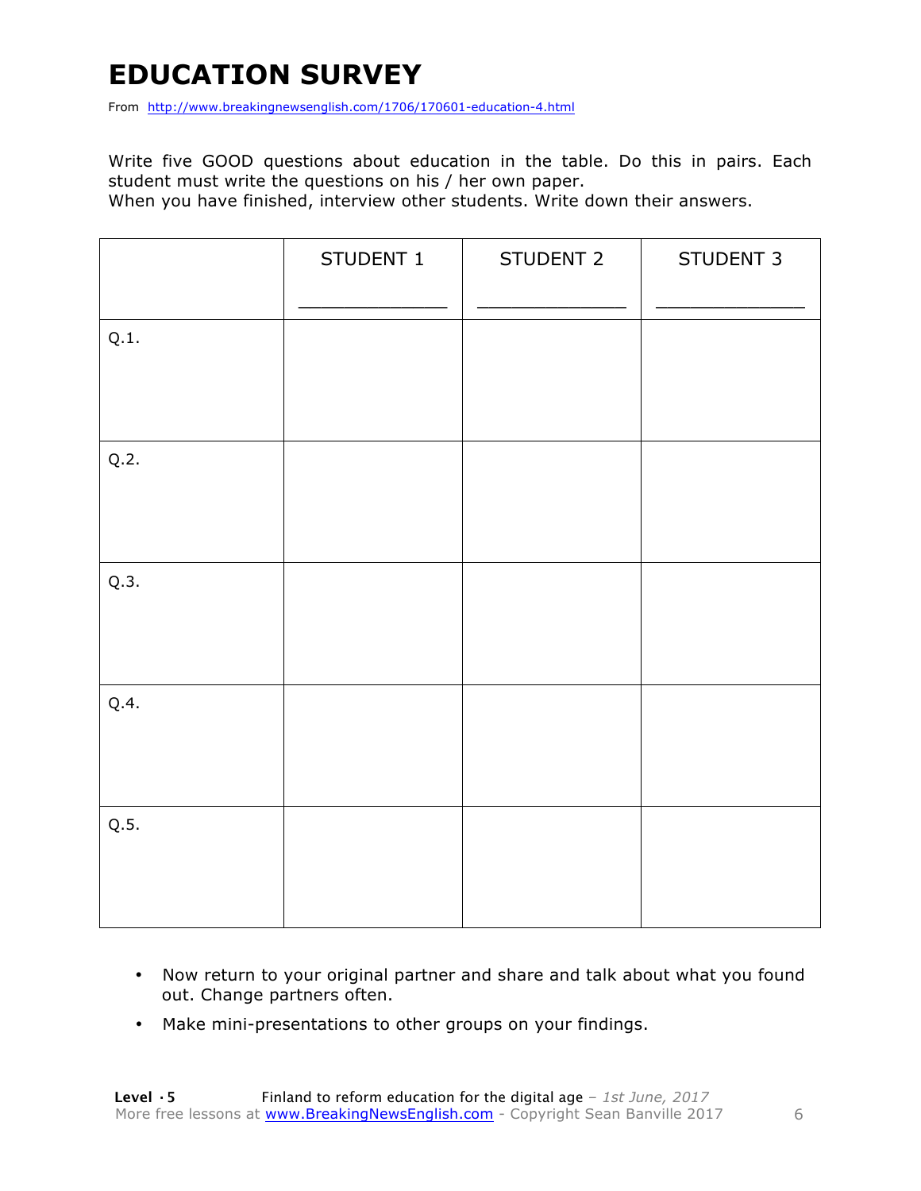# EDUCATION SURVEY

From http://www.breakingnewsenglish.com/1706/170601-education-4.html

Write five GOOD questions about education in the table. Do this in pairs. Each student must write the questions on his / her own paper.
When you have finished, interview other students. Write down their answers.

| | STUDENT 1<br>_______________ | STUDENT 2<br>_______________ | STUDENT 3<br>_______________ |
|---|---|---|---|
| Q.1. | | | |
| Q.2. | | | |
| Q.3. | | | |
| Q.4. | | | |
| Q.5. | | | |

- Now return to your original partner and share and talk about what you found out. Change partners often.
- Make mini-presentations to other groups on your findings.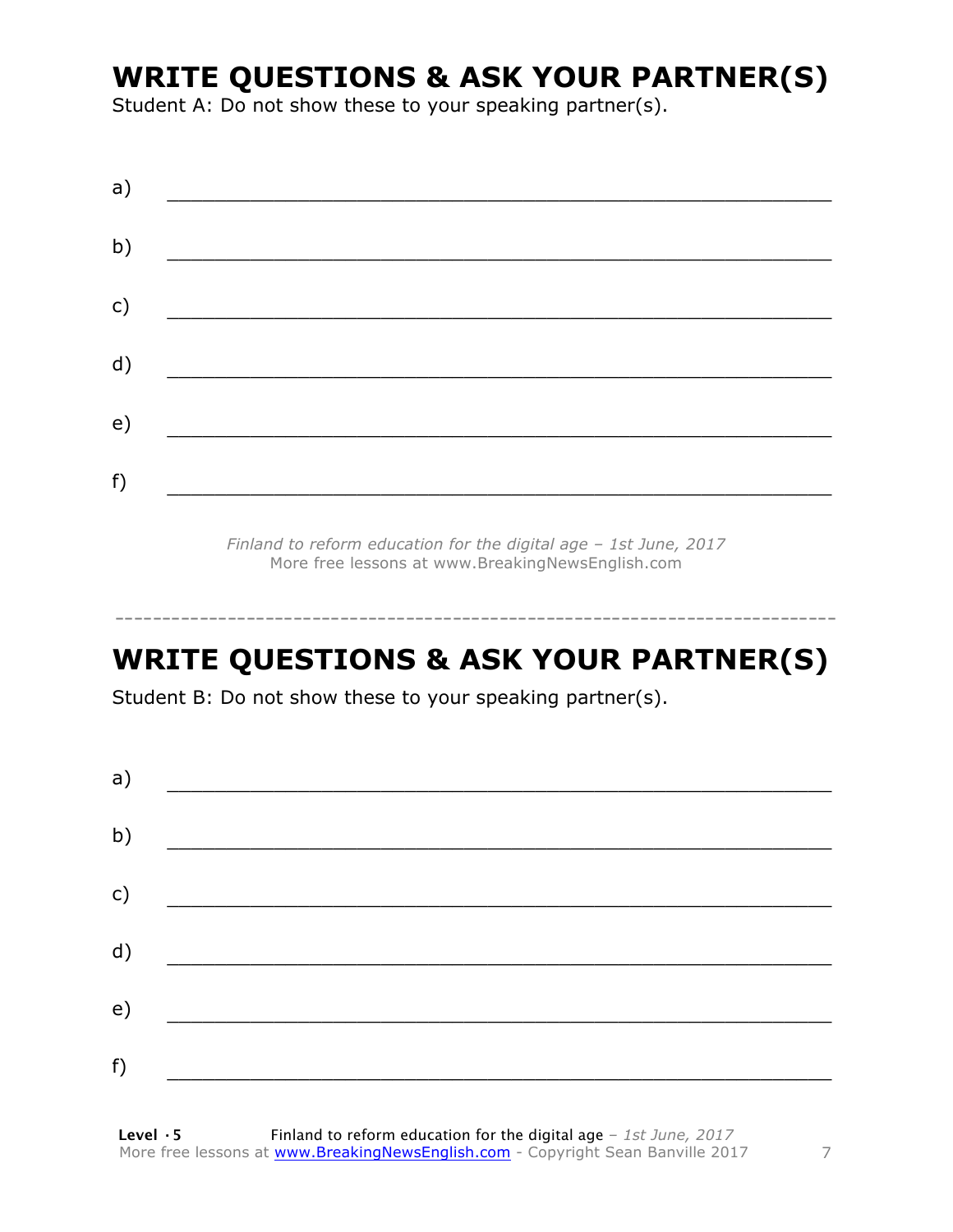## WRITE QUESTIONS & ASK YOUR PARTNER(S)

Student A: Do not show these to your speaking partner(s).

a) ___________________________________________________________

b) ___________________________________________________________

c) ___________________________________________________________

d) ___________________________________________________________

e) ___________________________________________________________

f) ___________________________________________________________

*Finland to reform education for the digital age – 1st June, 2017*
More free lessons at www.BreakingNewsEnglish.com

---

## WRITE QUESTIONS & ASK YOUR PARTNER(S)

Student B: Do not show these to your speaking partner(s).

a) ___________________________________________________________

b) ___________________________________________________________

c) ___________________________________________________________

d) ___________________________________________________________

e) ___________________________________________________________

f) ___________________________________________________________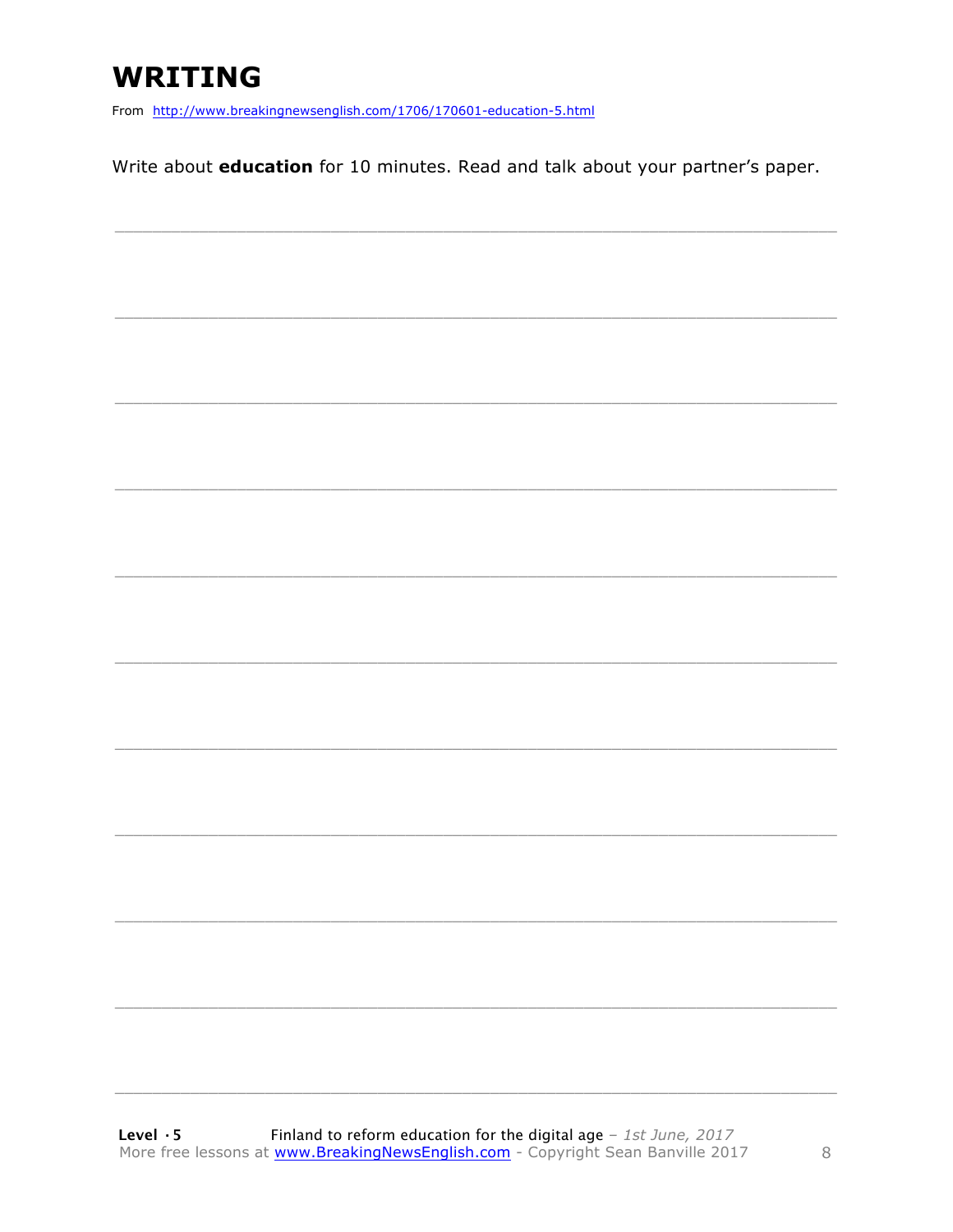# WRITING

From http://www.breakingnewsenglish.com/1706/170601-education-5.html

Write about **education** for 10 minutes. Read and talk about your partner's paper.